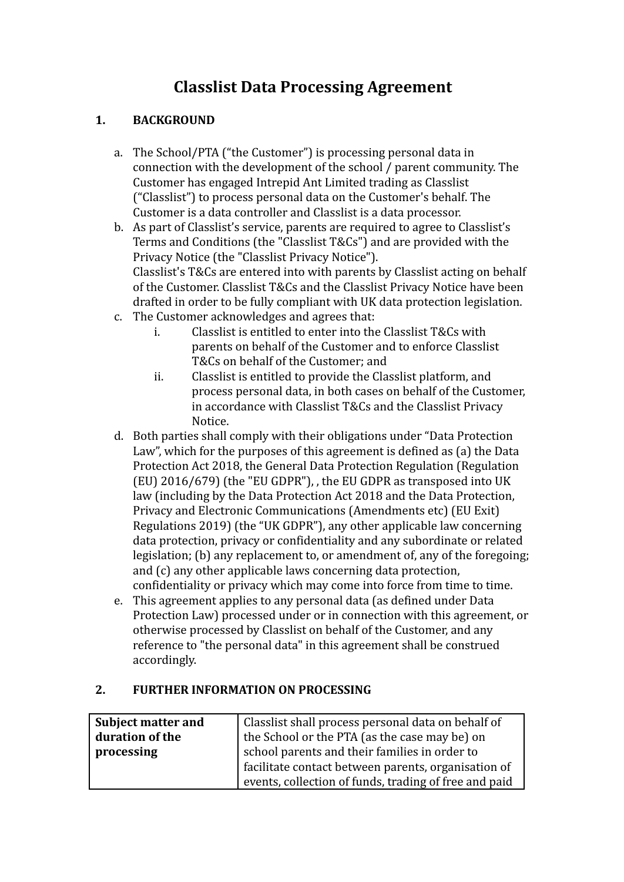# Classlist Data Processing Agreement

## 1. BACKGROUND

a. The School/PTA ("the Customer") is processing personal data in connection with the development of the school / parent community. The Customer has engaged Intrepid Ant Limited trading as Classlist ("Classlist") to process personal data on the Customer's behalf. The Customer is a data controller and Classlist is a data processor.

b. As part of Classlist's service, parents are required to agree to Classlist's Terms and Conditions (the "Classlist T&Cs") and are provided with the Privacy Notice (the "Classlist Privacy Notice").
Classlist's T&Cs are entered into with parents by Classlist acting on behalf of the Customer. Classlist T&Cs and the Classlist Privacy Notice have been drafted in order to be fully compliant with UK data protection legislation.

c. The Customer acknowledges and agrees that:
   i. Classlist is entitled to enter into the Classlist T&Cs with parents on behalf of the Customer and to enforce Classlist T&Cs on behalf of the Customer; and
   ii. Classlist is entitled to provide the Classlist platform, and process personal data, in both cases on behalf of the Customer, in accordance with Classlist T&Cs and the Classlist Privacy Notice.

d. Both parties shall comply with their obligations under "Data Protection Law", which for the purposes of this agreement is defined as (a) the Data Protection Act 2018, the General Data Protection Regulation (Regulation (EU) 2016/679) (the "EU GDPR"), , the EU GDPR as transposed into UK law (including by the Data Protection Act 2018 and the Data Protection, Privacy and Electronic Communications (Amendments etc) (EU Exit) Regulations 2019) (the "UK GDPR"), any other applicable law concerning data protection, privacy or confidentiality and any subordinate or related legislation; (b) any replacement to, or amendment of, any of the foregoing; and (c) any other applicable laws concerning data protection, confidentiality or privacy which may come into force from time to time.

e. This agreement applies to any personal data (as defined under Data Protection Law) processed under or in connection with this agreement, or otherwise processed by Classlist on behalf of the Customer, and any reference to "the personal data" in this agreement shall be construed accordingly.

## 2. FURTHER INFORMATION ON PROCESSING

| **Subject matter and duration of the processing** | Classlist shall process personal data on behalf of the School or the PTA (as the case may be) on school parents and their families in order to facilitate contact between parents, organisation of events, collection of funds, trading of free and paid |
|---|---|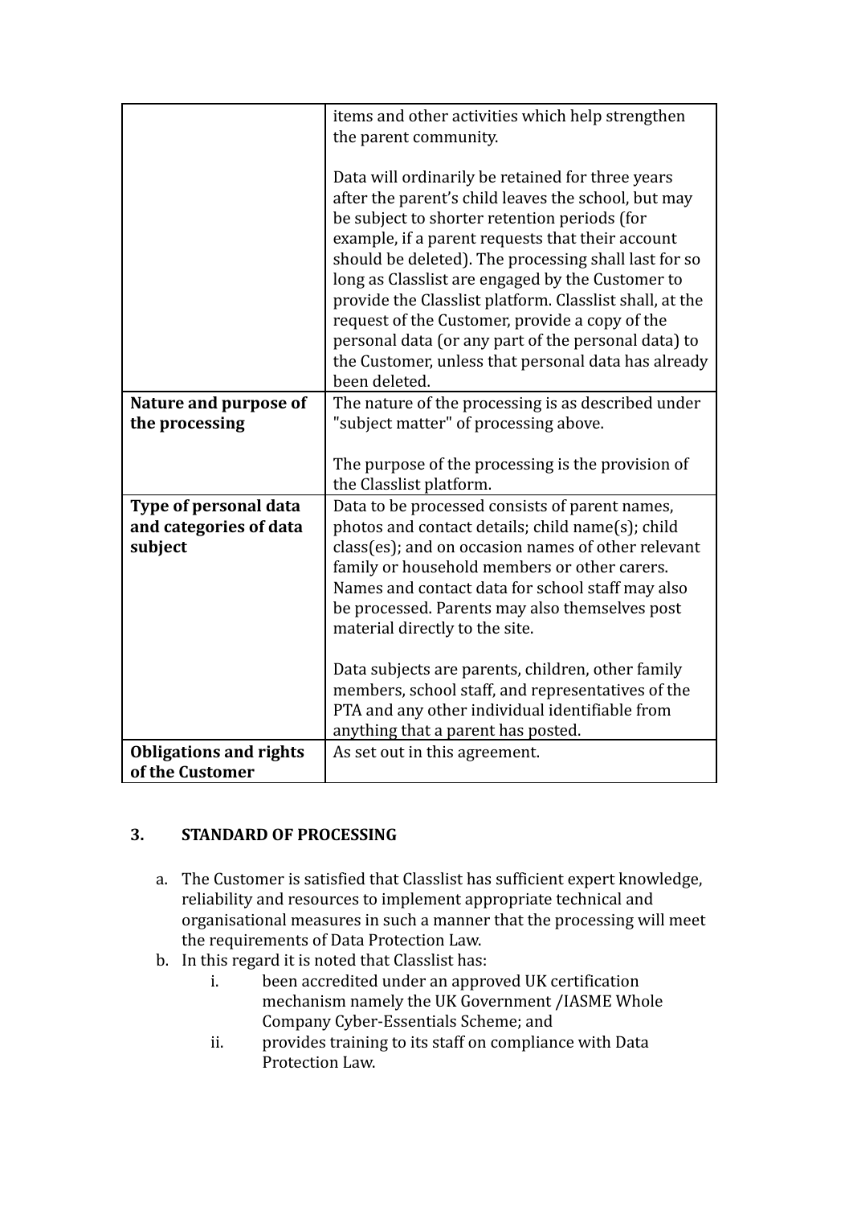|  |  |
| --- | --- |
|  | items and other activities which help strengthen the parent community.<br><br>Data will ordinarily be retained for three years after the parent's child leaves the school, but may be subject to shorter retention periods (for example, if a parent requests that their account should be deleted). The processing shall last for so long as Classlist are engaged by the Customer to provide the Classlist platform. Classlist shall, at the request of the Customer, provide a copy of the personal data (or any part of the personal data) to the Customer, unless that personal data has already been deleted. |
| **Nature and purpose of the processing** | The nature of the processing is as described under "subject matter" of processing above.<br><br>The purpose of the processing is the provision of the Classlist platform. |
| **Type of personal data and categories of data subject** | Data to be processed consists of parent names, photos and contact details; child name(s); child class(es); and on occasion names of other relevant family or household members or other carers. Names and contact data for school staff may also be processed. Parents may also themselves post material directly to the site.<br><br>Data subjects are parents, children, other family members, school staff, and representatives of the PTA and any other individual identifiable from anything that a parent has posted. |
| **Obligations and rights of the Customer** | As set out in this agreement. |

## 3. STANDARD OF PROCESSING

a. The Customer is satisfied that Classlist has sufficient expert knowledge, reliability and resources to implement appropriate technical and organisational measures in such a manner that the processing will meet the requirements of Data Protection Law.

b. In this regard it is noted that Classlist has:

   i. been accredited under an approved UK certification mechanism namely the UK Government /IASME Whole Company Cyber-Essentials Scheme; and

   ii. provides training to its staff on compliance with Data Protection Law.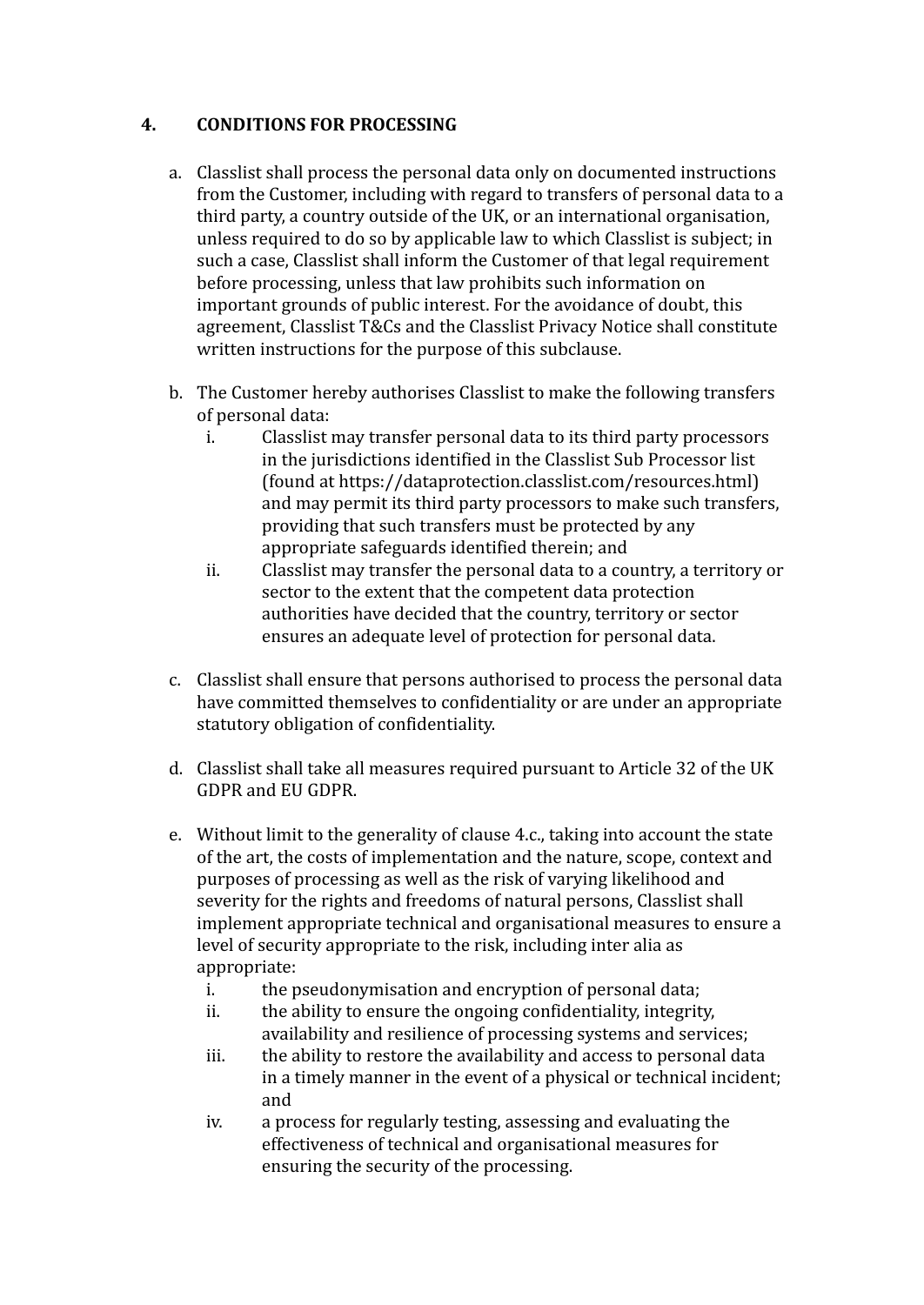## 4. CONDITIONS FOR PROCESSING

a. Classlist shall process the personal data only on documented instructions from the Customer, including with regard to transfers of personal data to a third party, a country outside of the UK, or an international organisation, unless required to do so by applicable law to which Classlist is subject; in such a case, Classlist shall inform the Customer of that legal requirement before processing, unless that law prohibits such information on important grounds of public interest. For the avoidance of doubt, this agreement, Classlist T&Cs and the Classlist Privacy Notice shall constitute written instructions for the purpose of this subclause.

b. The Customer hereby authorises Classlist to make the following transfers of personal data:
   i. Classlist may transfer personal data to its third party processors in the jurisdictions identified in the Classlist Sub Processor list (found at https://dataprotection.classlist.com/resources.html) and may permit its third party processors to make such transfers, providing that such transfers must be protected by any appropriate safeguards identified therein; and
   ii. Classlist may transfer the personal data to a country, a territory or sector to the extent that the competent data protection authorities have decided that the country, territory or sector ensures an adequate level of protection for personal data.

c. Classlist shall ensure that persons authorised to process the personal data have committed themselves to confidentiality or are under an appropriate statutory obligation of confidentiality.

d. Classlist shall take all measures required pursuant to Article 32 of the UK GDPR and EU GDPR.

e. Without limit to the generality of clause 4.c., taking into account the state of the art, the costs of implementation and the nature, scope, context and purposes of processing as well as the risk of varying likelihood and severity for the rights and freedoms of natural persons, Classlist shall implement appropriate technical and organisational measures to ensure a level of security appropriate to the risk, including inter alia as appropriate:
   i. the pseudonymisation and encryption of personal data;
   ii. the ability to ensure the ongoing confidentiality, integrity, availability and resilience of processing systems and services;
   iii. the ability to restore the availability and access to personal data in a timely manner in the event of a physical or technical incident; and
   iv. a process for regularly testing, assessing and evaluating the effectiveness of technical and organisational measures for ensuring the security of the processing.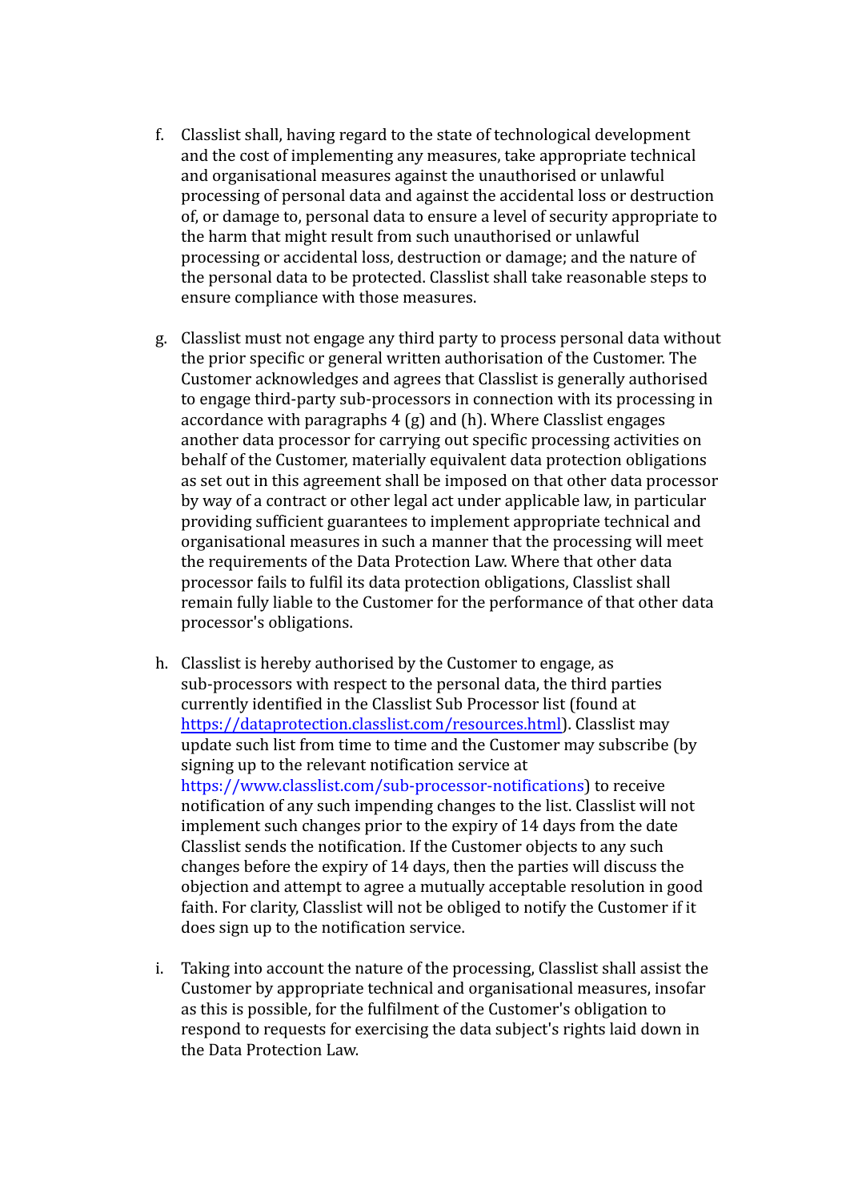f. Classlist shall, having regard to the state of technological development and the cost of implementing any measures, take appropriate technical and organisational measures against the unauthorised or unlawful processing of personal data and against the accidental loss or destruction of, or damage to, personal data to ensure a level of security appropriate to the harm that might result from such unauthorised or unlawful processing or accidental loss, destruction or damage; and the nature of the personal data to be protected. Classlist shall take reasonable steps to ensure compliance with those measures.

g. Classlist must not engage any third party to process personal data without the prior specific or general written authorisation of the Customer. The Customer acknowledges and agrees that Classlist is generally authorised to engage third-party sub-processors in connection with its processing in accordance with paragraphs 4 (g) and (h). Where Classlist engages another data processor for carrying out specific processing activities on behalf of the Customer, materially equivalent data protection obligations as set out in this agreement shall be imposed on that other data processor by way of a contract or other legal act under applicable law, in particular providing sufficient guarantees to implement appropriate technical and organisational measures in such a manner that the processing will meet the requirements of the Data Protection Law. Where that other data processor fails to fulfil its data protection obligations, Classlist shall remain fully liable to the Customer for the performance of that other data processor's obligations.

h. Classlist is hereby authorised by the Customer to engage, as sub-processors with respect to the personal data, the third parties currently identified in the Classlist Sub Processor list (found at [https://dataprotection.classlist.com/resources.html](https://dataprotection.classlist.com/resources.html)). Classlist may update such list from time to time and the Customer may subscribe (by signing up to the relevant notification service at https://www.classlist.com/sub-processor-notifications) to receive notification of any such impending changes to the list. Classlist will not implement such changes prior to the expiry of 14 days from the date Classlist sends the notification. If the Customer objects to any such changes before the expiry of 14 days, then the parties will discuss the objection and attempt to agree a mutually acceptable resolution in good faith. For clarity, Classlist will not be obliged to notify the Customer if it does sign up to the notification service.

i. Taking into account the nature of the processing, Classlist shall assist the Customer by appropriate technical and organisational measures, insofar as this is possible, for the fulfilment of the Customer's obligation to respond to requests for exercising the data subject's rights laid down in the Data Protection Law.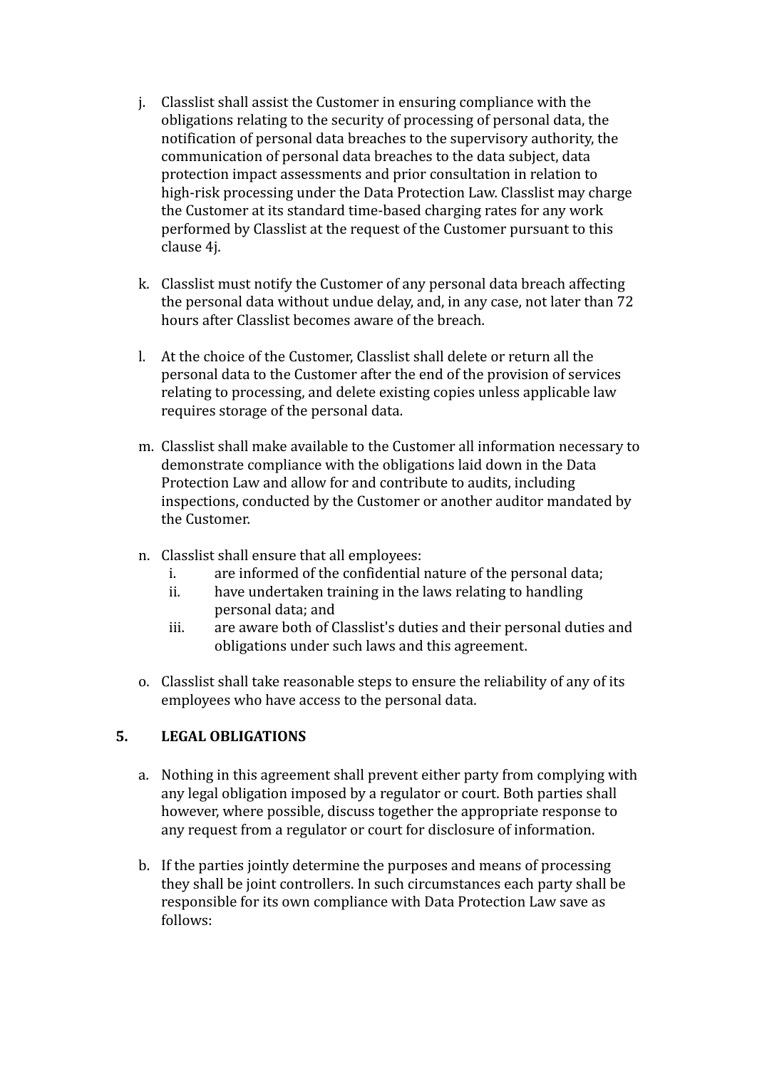j. Classlist shall assist the Customer in ensuring compliance with the obligations relating to the security of processing of personal data, the notification of personal data breaches to the supervisory authority, the communication of personal data breaches to the data subject, data protection impact assessments and prior consultation in relation to high-risk processing under the Data Protection Law. Classlist may charge the Customer at its standard time-based charging rates for any work performed by Classlist at the request of the Customer pursuant to this clause 4j.

k. Classlist must notify the Customer of any personal data breach affecting the personal data without undue delay, and, in any case, not later than 72 hours after Classlist becomes aware of the breach.

l. At the choice of the Customer, Classlist shall delete or return all the personal data to the Customer after the end of the provision of services relating to processing, and delete existing copies unless applicable law requires storage of the personal data.

m. Classlist shall make available to the Customer all information necessary to demonstrate compliance with the obligations laid down in the Data Protection Law and allow for and contribute to audits, including inspections, conducted by the Customer or another auditor mandated by the Customer.

n. Classlist shall ensure that all employees:
   i. are informed of the confidential nature of the personal data;
   ii. have undertaken training in the laws relating to handling personal data; and
   iii. are aware both of Classlist's duties and their personal duties and obligations under such laws and this agreement.

o. Classlist shall take reasonable steps to ensure the reliability of any of its employees who have access to the personal data.

## 5. LEGAL OBLIGATIONS

a. Nothing in this agreement shall prevent either party from complying with any legal obligation imposed by a regulator or court. Both parties shall however, where possible, discuss together the appropriate response to any request from a regulator or court for disclosure of information.

b. If the parties jointly determine the purposes and means of processing they shall be joint controllers. In such circumstances each party shall be responsible for its own compliance with Data Protection Law save as follows: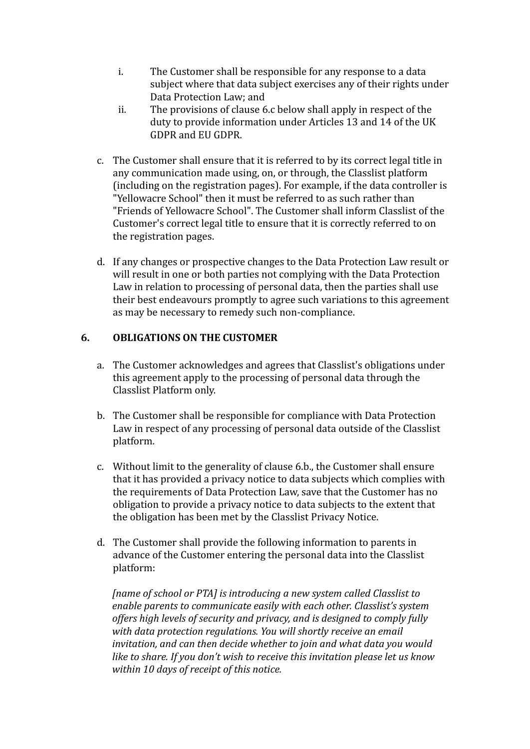i. The Customer shall be responsible for any response to a data subject where that data subject exercises any of their rights under Data Protection Law; and

ii. The provisions of clause 6.c below shall apply in respect of the duty to provide information under Articles 13 and 14 of the UK GDPR and EU GDPR.

c. The Customer shall ensure that it is referred to by its correct legal title in any communication made using, on, or through, the Classlist platform (including on the registration pages). For example, if the data controller is "Yellowacre School" then it must be referred to as such rather than "Friends of Yellowacre School". The Customer shall inform Classlist of the Customer's correct legal title to ensure that it is correctly referred to on the registration pages.

d. If any changes or prospective changes to the Data Protection Law result or will result in one or both parties not complying with the Data Protection Law in relation to processing of personal data, then the parties shall use their best endeavours promptly to agree such variations to this agreement as may be necessary to remedy such non-compliance.

## 6. OBLIGATIONS ON THE CUSTOMER

a. The Customer acknowledges and agrees that Classlist's obligations under this agreement apply to the processing of personal data through the Classlist Platform only.

b. The Customer shall be responsible for compliance with Data Protection Law in respect of any processing of personal data outside of the Classlist platform.

c. Without limit to the generality of clause 6.b., the Customer shall ensure that it has provided a privacy notice to data subjects which complies with the requirements of Data Protection Law, save that the Customer has no obligation to provide a privacy notice to data subjects to the extent that the obligation has been met by the Classlist Privacy Notice.

d. The Customer shall provide the following information to parents in advance of the Customer entering the personal data into the Classlist platform:

*[name of school or PTA] is introducing a new system called Classlist to enable parents to communicate easily with each other. Classlist's system offers high levels of security and privacy, and is designed to comply fully with data protection regulations. You will shortly receive an email invitation, and can then decide whether to join and what data you would like to share. If you don't wish to receive this invitation please let us know within 10 days of receipt of this notice.*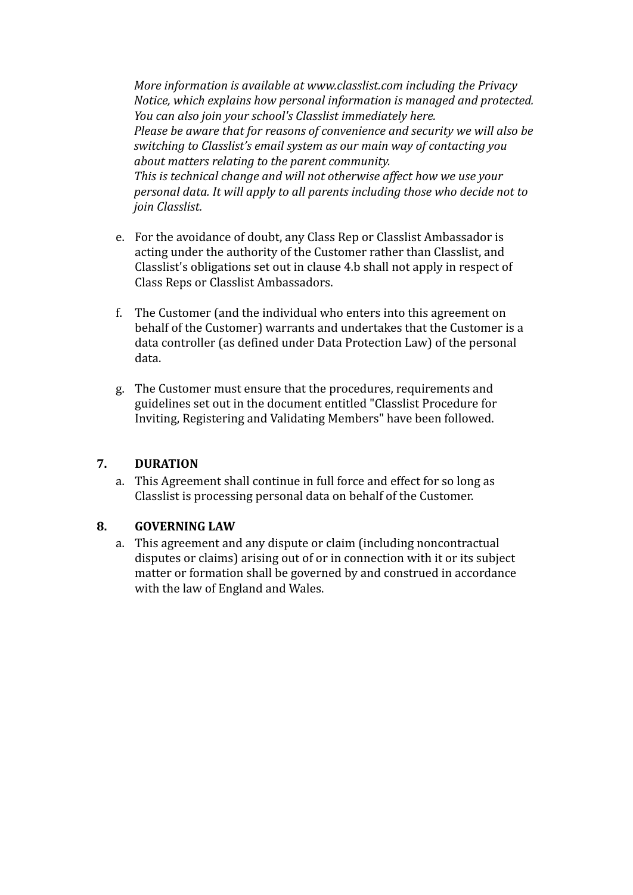*More information is available at www.classlist.com including the Privacy Notice, which explains how personal information is managed and protected. You can also join your school's Classlist immediately here.*
*Please be aware that for reasons of convenience and security we will also be switching to Classlist's email system as our main way of contacting you about matters relating to the parent community.*
*This is technical change and will not otherwise affect how we use your personal data. It will apply to all parents including those who decide not to join Classlist.*

e. For the avoidance of doubt, any Class Rep or Classlist Ambassador is acting under the authority of the Customer rather than Classlist, and Classlist's obligations set out in clause 4.b shall not apply in respect of Class Reps or Classlist Ambassadors.

f. The Customer (and the individual who enters into this agreement on behalf of the Customer) warrants and undertakes that the Customer is a data controller (as defined under Data Protection Law) of the personal data.

g. The Customer must ensure that the procedures, requirements and guidelines set out in the document entitled "Classlist Procedure for Inviting, Registering and Validating Members" have been followed.

## 7. DURATION

a. This Agreement shall continue in full force and effect for so long as Classlist is processing personal data on behalf of the Customer.

## 8. GOVERNING LAW

a. This agreement and any dispute or claim (including noncontractual disputes or claims) arising out of or in connection with it or its subject matter or formation shall be governed by and construed in accordance with the law of England and Wales.